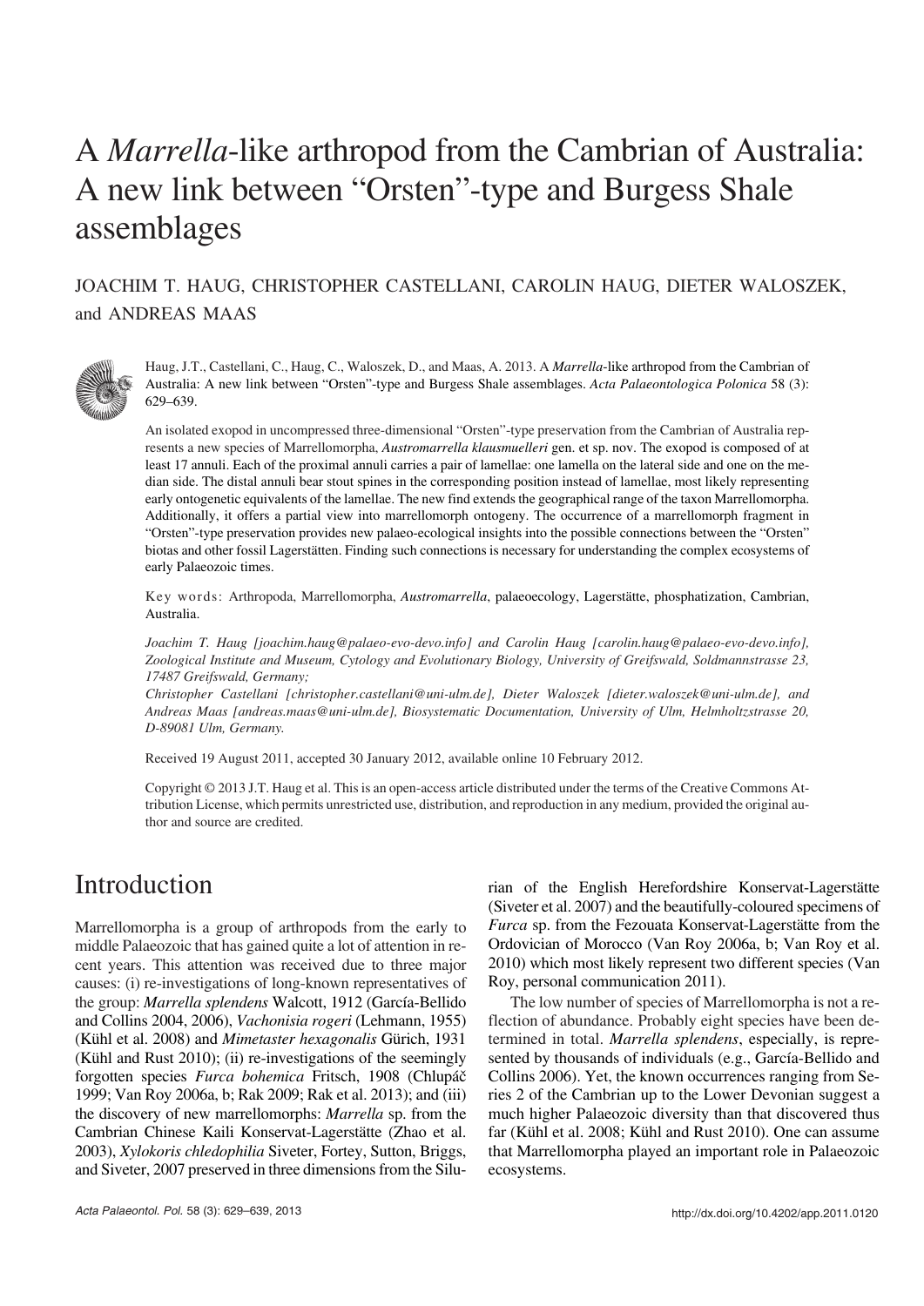# A *Marrella*-like arthropod from the Cambrian of Australia: A new link between "Orsten"-type and Burgess Shale assemblages

JOACHIM T. HAUG, CHRISTOPHER CASTELLANI, CAROLIN HAUG, DIETER WALOSZEK, and ANDREAS MAAS

Haug, J.T., Castellani, C., Haug, C., Waloszek, D., and Maas, A. 2013. A *Marrella*-like arthropod from the Cambrian of Australia: A new link between "Orsten"-type and Burgess Shale assemblages. *Acta Palaeontologica Polonica* 58 (3): 629–639.

An isolated exopod in uncompressed three-dimensional "Orsten"-type preservation from the Cambrian of Australia represents a new species of Marrellomorpha, *Austromarrella klausmuelleri* gen. et sp. nov. The exopod is composed of at least 17 annuli. Each of the proximal annuli carries a pair of lamellae: one lamella on the lateral side and one on the median side. The distal annuli bear stout spines in the corresponding position instead of lamellae, most likely representing early ontogenetic equivalents of the lamellae. The new find extends the geographical range of the taxon Marrellomorpha. Additionally, it offers a partial view into marrellomorph ontogeny. The occurrence of a marrellomorph fragment in "Orsten"-type preservation provides new palaeo-ecological insights into the possible connections between the "Orsten" biotas and other fossil Lagerstätten. Finding such connections is necessary for understanding the complex ecosystems of early Palaeozoic times.

Key words: Arthropoda, Marrellomorpha, *Austromarrella*, palaeoecology, Lagerstätte, phosphatization, Cambrian, Australia.

*Joachim T. Haug [joachim.haug@palaeo-evo-devo.info] and Carolin Haug [carolin.haug@palaeo-evo-devo.info], Zoological Institute and Museum, Cytology and Evolutionary Biology, University of Greifswald, Soldmannstrasse 23, 17487 Greifswald, Germany;*

*Christopher Castellani [christopher.castellani@uni-ulm.de], Dieter Waloszek [dieter.waloszek@uni-ulm.de], and Andreas Maas [andreas.maas@uni-ulm.de], Biosystematic Documentation, University of Ulm, Helmholtzstrasse 20, D-89081 Ulm, Germany.*

Received 19 August 2011, accepted 30 January 2012, available online 10 February 2012.

Copyright © 2013 J.T. Haug et al. This is an open-access article distributed under the terms of the Creative Commons Attribution License, which permits unrestricted use, distribution, and reproduction in any medium, provided the original author and source are credited.

## Introduction

Marrellomorpha is a group of arthropods from the early to middle Palaeozoic that has gained quite a lot of attention in recent years. This attention was received due to three major causes: (i) re-investigations of long-known representatives of the group: *Marrella splendens* Walcott, 1912 (García-Bellido and Collins 2004, 2006), *Vachonisia rogeri* (Lehmann, 1955) (Kühl et al. 2008) and *Mimetaster hexagonalis* Gürich, 1931 (Kühl and Rust 2010); (ii) re-investigations of the seemingly forgotten species *Furca bohemica* Fritsch, 1908 (Chlupáč 1999; Van Roy 2006a, b; Rak 2009; Rak et al. 2013); and (iii) the discovery of new marrellomorphs: *Marrella* sp. from the Cambrian Chinese Kaili Konservat-Lagerstätte (Zhao et al. 2003), *Xylokoris chledophilia* Siveter, Fortey, Sutton, Briggs, and Siveter, 2007 preserved in three dimensions from the Silurian of the English Herefordshire Konservat-Lagerstätte (Siveter et al. 2007) and the beautifully-coloured specimens of *Furca* sp. from the Fezouata Konservat-Lagerstätte from the Ordovician of Morocco (Van Roy 2006a, b; Van Roy et al. 2010) which most likely represent two different species (Van Roy, personal communication 2011).

The low number of species of Marrellomorpha is not a reflection of abundance. Probably eight species have been determined in total. *Marrella splendens*, especially, is represented by thousands of individuals (e.g., García-Bellido and Collins 2006). Yet, the known occurrences ranging from Series 2 of the Cambrian up to the Lower Devonian suggest a much higher Palaeozoic diversity than that discovered thus far (Kühl et al. 2008; Kühl and Rust 2010). One can assume that Marrellomorpha played an important role in Palaeozoic ecosystems.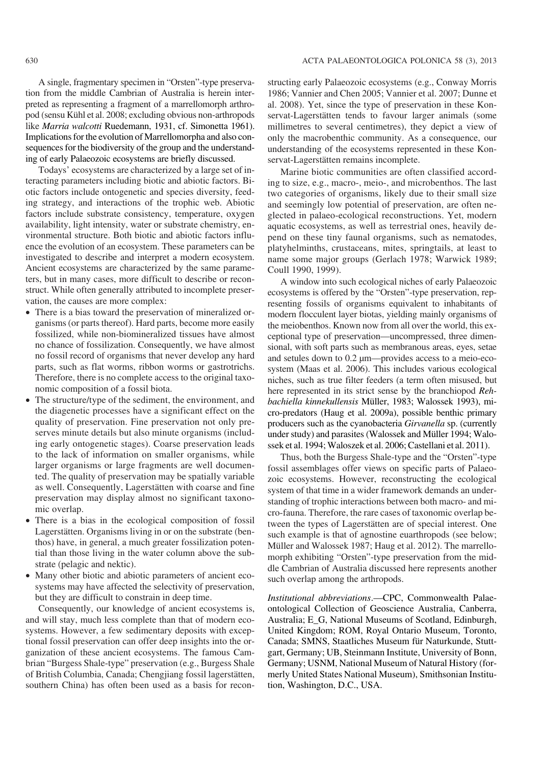A single, fragmentary specimen in "Orsten"-type preservation from the middle Cambrian of Australia is herein interpreted as representing a fragment of a marrellomorph arthropod (sensu Kühl et al. 2008; excluding obvious non-arthropods like *Marria walcotti* Ruedemann, 1931, cf. Simonetta 1961). Implications for the evolution of Marrellomorpha and also consequences for the biodiversity of the group and the understanding of early Palaeozoic ecosystems are briefly discussed.

Todays' ecosystems are characterized by a large set of interacting parameters including biotic and abiotic factors. Biotic factors include ontogenetic and species diversity, feeding strategy, and interactions of the trophic web. Abiotic factors include substrate consistency, temperature, oxygen availability, light intensity, water or substrate chemistry, environmental structure. Both biotic and abiotic factors influence the evolution of an ecosystem. These parameters can be investigated to describe and interpret a modern ecosystem. Ancient ecosystems are characterized by the same parameters, but in many cases, more difficult to describe or reconstruct. While often generally attributed to incomplete preservation, the causes are more complex:

- There is a bias toward the preservation of mineralized organisms (or parts thereof). Hard parts, become more easily fossilized, while non-biomineralized tissues have almost no chance of fossilization. Consequently, we have almost no fossil record of organisms that never develop any hard parts, such as flat worms, ribbon worms or gastrotrichs. Therefore, there is no complete access to the original taxonomic composition of a fossil biota.
- The structure/type of the sediment, the environment, and the diagenetic processes have a significant effect on the quality of preservation. Fine preservation not only preserves minute details but also minute organisms (including early ontogenetic stages). Coarse preservation leads to the lack of information on smaller organisms, while larger organisms or large fragments are well documented. The quality of preservation may be spatially variable as well. Consequently, Lagerstätten with coarse and fine preservation may display almost no significant taxonomic overlap.
- There is a bias in the ecological composition of fossil Lagerstätten. Organisms living in or on the substrate (benthos) have, in general, a much greater fossilization potential than those living in the water column above the substrate (pelagic and nektic).
- Many other biotic and abiotic parameters of ancient ecosystems may have affected the selectivity of preservation, but they are difficult to constrain in deep time.

Consequently, our knowledge of ancient ecosystems is, and will stay, much less complete than that of modern ecosystems. However, a few sedimentary deposits with exceptional fossil preservation can offer deep insights into the organization of these ancient ecosystems. The famous Cambrian "Burgess Shale-type" preservation (e.g., Burgess Shale of British Columbia, Canada; Chengjiang fossil lagerstätten, southern China) has often been used as a basis for reconstructing early Palaeozoic ecosystems (e.g., Conway Morris 1986; Vannier and Chen 2005; Vannier et al. 2007; Dunne et al. 2008). Yet, since the type of preservation in these Konservat-Lagerstätten tends to favour larger animals (some millimetres to several centimetres), they depict a view of only the macrobenthic community. As a consequence, our understanding of the ecosystems represented in these Konservat-Lagerstätten remains incomplete.

Marine biotic communities are often classified according to size, e.g., macro-, meio-, and microbenthos. The last two categories of organisms, likely due to their small size and seemingly low potential of preservation, are often neglected in palaeo-ecological reconstructions. Yet, modern aquatic ecosystems, as well as terrestrial ones, heavily depend on these tiny faunal organisms, such as nematodes, platyhelminths, crustaceans, mites, springtails, at least to name some major groups (Gerlach 1978; Warwick 1989; Coull 1990, 1999).

A window into such ecological niches of early Palaeozoic ecosystems is offered by the "Orsten"-type preservation, representing fossils of organisms equivalent to inhabitants of modern flocculent layer biotas, yielding mainly organisms of the meiobenthos. Known now from all over the world, this exceptional type of preservation—uncompressed, three dimensional, with soft parts such as membranous areas, eyes, setae and setules down to 0.2 μm—provides access to a meio-ecosystem (Maas et al. 2006). This includes various ecological niches, such as true filter feeders (a term often misused, but here represented in its strict sense by the branchiopod *Rehbachiella kinnekullensis* Müller, 1983; Walossek 1993), micro-predators (Haug et al. 2009a), possible benthic primary producers such as the cyanobacteria *Girvanella* sp. (currently under study) and parasites (Walossek and Müller 1994; Walossek et al. 1994; Waloszek et al. 2006; Castellani et al. 2011).

Thus, both the Burgess Shale-type and the "Orsten"-type fossil assemblages offer views on specific parts of Palaeozoic ecosystems. However, reconstructing the ecological system of that time in a wider framework demands an understanding of trophic interactions between both macro- and micro-fauna. Therefore, the rare cases of taxonomic overlap between the types of Lagerstätten are of special interest. One such example is that of agnostine euarthropods (see below; Müller and Walossek 1987; Haug et al. 2012). The marrellomorph exhibiting "Orsten"-type preservation from the middle Cambrian of Australia discussed here represents another such overlap among the arthropods.

*Institutional abbreviations*.—CPC, Commonwealth Palaeontological Collection of Geoscience Australia, Canberra, Australia; E_G, National Museums of Scotland, Edinburgh, United Kingdom; ROM, Royal Ontario Museum, Toronto, Canada; SMNS, Staatliches Museum für Naturkunde, Stuttgart, Germany; UB, Steinmann Institute, University of Bonn, Germany; USNM, National Museum of Natural History (formerly United States National Museum), Smithsonian Institution, Washington, D.C., USA.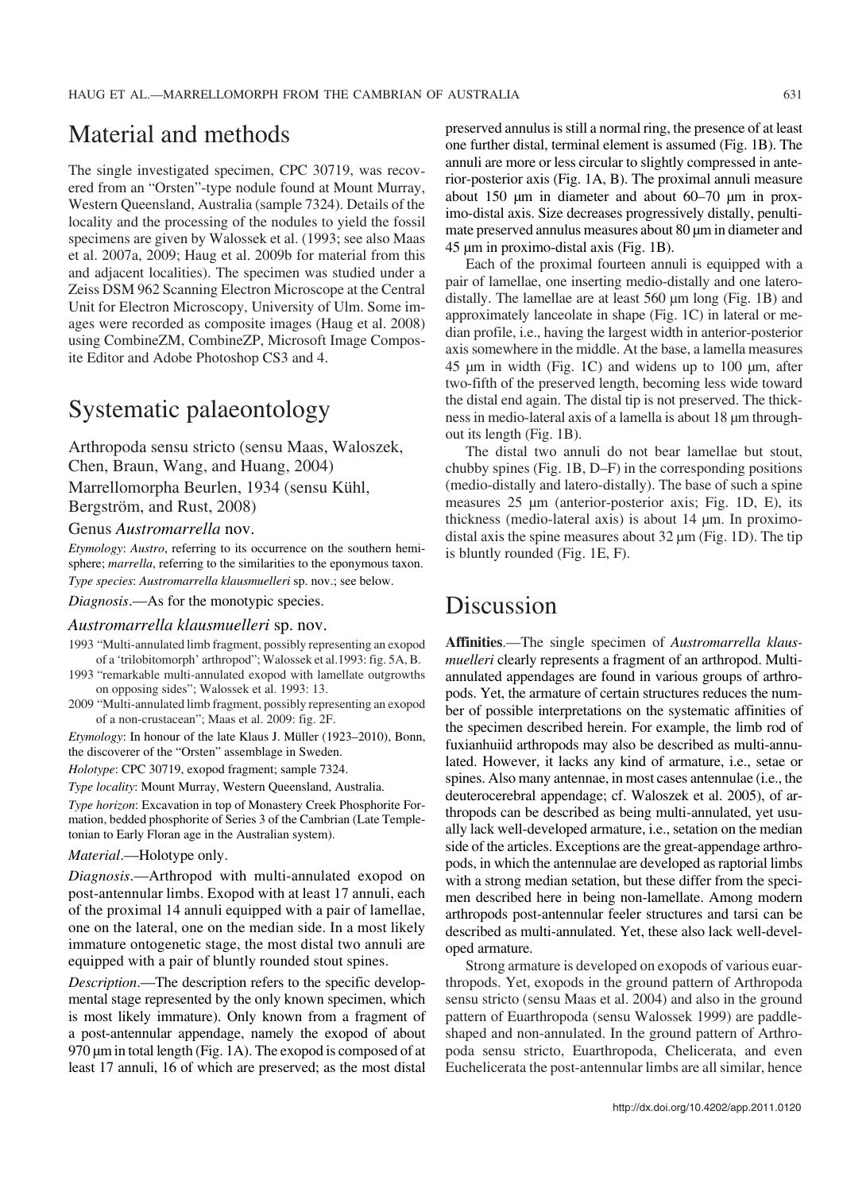# Material and methods

The single investigated specimen, CPC 30719, was recovered from an "Orsten"-type nodule found at Mount Murray, Western Queensland, Australia (sample 7324). Details of the locality and the processing of the nodules to yield the fossil specimens are given by Walossek et al. (1993; see also Maas et al. 2007a, 2009; Haug et al. 2009b for material from this and adjacent localities). The specimen was studied under a Zeiss DSM 962 Scanning Electron Microscope at the Central Unit for Electron Microscopy, University of Ulm. Some images were recorded as composite images (Haug et al. 2008) using CombineZM, CombineZP, Microsoft Image Composite Editor and Adobe Photoshop CS3 and 4.

# Systematic palaeontology

Arthropoda sensu stricto (sensu Maas, Waloszek, Chen, Braun, Wang, and Huang, 2004)

Marrellomorpha Beurlen, 1934 (sensu Kühl, Bergström, and Rust, 2008)

### Genus *Austromarrella* nov.

*Etymology*: *Austro*, referring to its occurrence on the southern hemisphere; *marrella*, referring to the similarities to the eponymous taxon.

*Type species*: *Austromarrella klausmuelleri* sp. nov.; see below.

*Diagnosis*.—As for the monotypic species.

### *Austromarrella klausmuelleri* sp. nov.

1993 "Multi-annulated limb fragment, possibly representing an exopod of a 'trilobitomorph' arthropod"; Walossek et al.1993: fig. 5A, B.

1993 "remarkable multi-annulated exopod with lamellate outgrowths on opposing sides"; Walossek et al. 1993: 13.

2009 "Multi-annulated limb fragment, possibly representing an exopod of a non-crustacean"; Maas et al. 2009: fig. 2F.

*Etymology*: In honour of the late Klaus J. Müller (1923–2010), Bonn, the discoverer of the "Orsten" assemblage in Sweden.

*Holotype*: CPC 30719, exopod fragment; sample 7324.

*Type locality*: Mount Murray, Western Queensland, Australia.

*Type horizon*: Excavation in top of Monastery Creek Phosphorite Formation, bedded phosphorite of Series 3 of the Cambrian (Late Templetonian to Early Floran age in the Australian system).

*Material*.—Holotype only.

*Diagnosis*.—Arthropod with multi-annulated exopod on post-antennular limbs. Exopod with at least 17 annuli, each of the proximal 14 annuli equipped with a pair of lamellae, one on the lateral, one on the median side. In a most likely immature ontogenetic stage, the most distal two annuli are equipped with a pair of bluntly rounded stout spines.

*Description*.—The description refers to the specific developmental stage represented by the only known specimen, which is most likely immature). Only known from a fragment of a post-antennular appendage, namely the exopod of about 970 μm in total length (Fig. 1A). The exopod is composed of at least 17 annuli, 16 of which are preserved; as the most distal preserved annulus is still a normal ring, the presence of at least one further distal, terminal element is assumed (Fig. 1B). The annuli are more or less circular to slightly compressed in anterior-posterior axis (Fig. 1A, B). The proximal annuli measure about 150 μm in diameter and about 60–70 μm in proximo-distal axis. Size decreases progressively distally, penultimate preserved annulus measures about 80 μm in diameter and 45 μm in proximo-distal axis (Fig. 1B).

Each of the proximal fourteen annuli is equipped with a pair of lamellae, one inserting medio-distally and one latero-distally. The lamellae are at least 560 μm long (Fig. 1B) and approximately lanceolate in shape (Fig. 1C) in lateral or median profile, i.e., having the largest width in anterior-posterior axis somewhere in the middle. At the base, a lamella measures 45 μm in width (Fig. 1C) and widens up to 100 μm, after two-fifth of the preserved length, becoming less wide toward the distal end again. The distal tip is not preserved. The thickness in medio-lateral axis of a lamella is about 18 μm throughout its length (Fig. 1B).

The distal two annuli do not bear lamellae but stout, chubby spines (Fig. 1B, D–F) in the corresponding positions (medio-distally and latero-distally). The base of such a spine measures 25 μm (anterior-posterior axis; Fig. 1D, E), its thickness (medio-lateral axis) is about 14 μm. In proximo-distal axis the spine measures about 32 μm (Fig. 1D). The tip is bluntly rounded (Fig. 1E, F).

# Discussion

**Affinities**.—The single specimen of *Austromarrella klausmuelleri* clearly represents a fragment of an arthropod. Multi-annulated appendages are found in various groups of arthropods. Yet, the armature of certain structures reduces the number of possible interpretations on the systematic affinities of the specimen described herein. For example, the limb rod of fuxianhuiid arthropods may also be described as multi-annulated. However, it lacks any kind of armature, i.e., setae or spines. Also many antennae, in most cases antennulae (i.e., the deuterocerebral appendage; cf. Waloszek et al. 2005), of arthropods can be described as being multi-annulated, yet usually lack well-developed armature, i.e., setation on the median side of the articles. Exceptions are the great-appendage arthropods, in which the antennulae are developed as raptorial limbs with a strong median setation, but these differ from the specimen described here in being non-lamellate. Among modern arthropods post-antennular feeler structures and tarsi can be described as multi-annulated. Yet, these also lack well-developed armature.

Strong armature is developed on exopods of various euarthropods. Yet, exopods in the ground pattern of Arthropoda sensu stricto (sensu Maas et al. 2004) and also in the ground pattern of Euarthropoda (sensu Walossek 1999) are paddle-shaped and non-annulated. In the ground pattern of Arthropoda sensu stricto, Euarthropoda, Chelicerata, and even Euchelicerata the post-antennular limbs are all similar, hence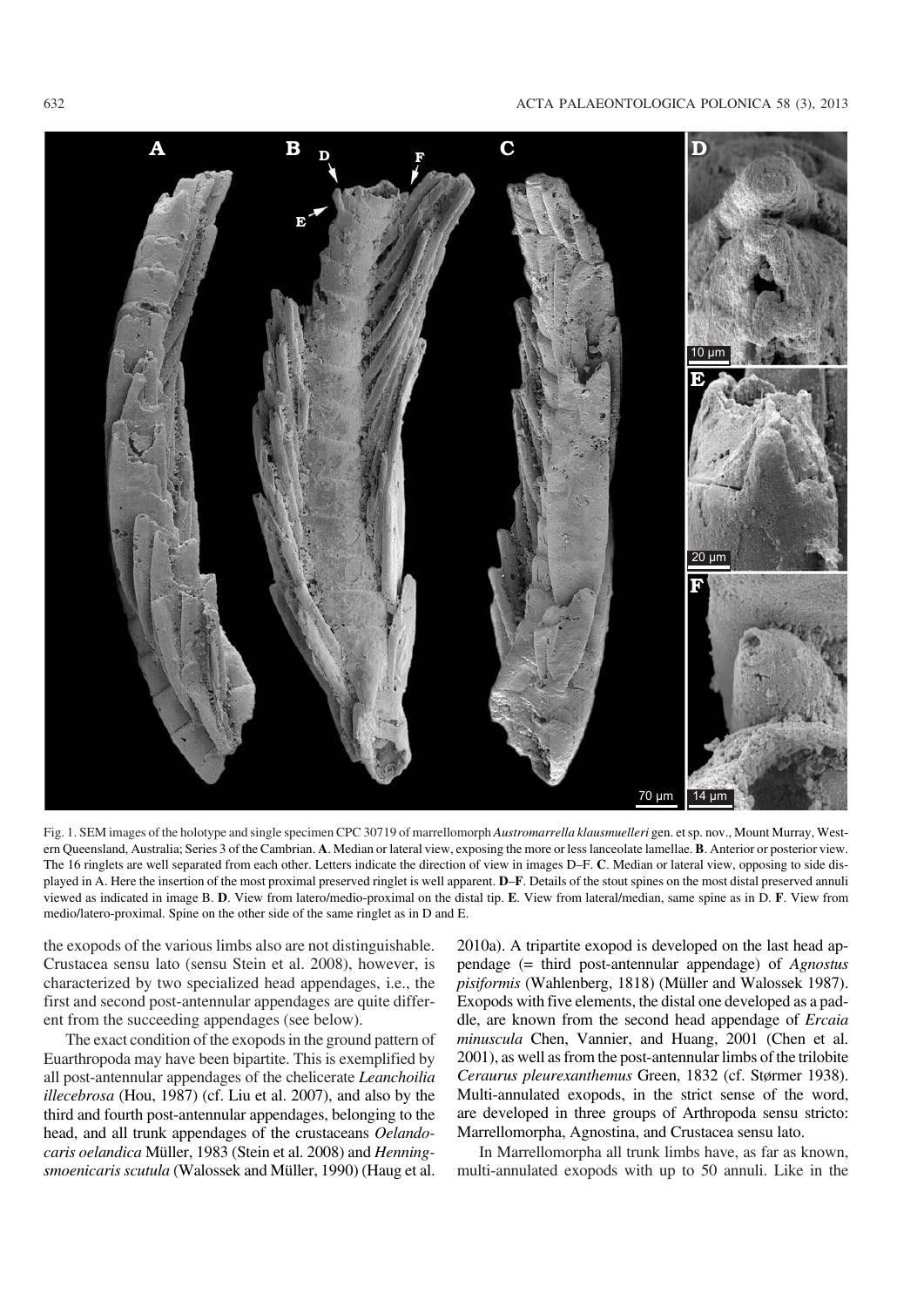Fig. 1. SEM images of the holotype and single specimen CPC 30719 of marrellomorph *Austromarrella klausmuelleri* gen. et sp. nov., Mount Murray, Western Queensland, Australia; Series 3 of the Cambrian. **A**. Median or lateral view, exposing the more or less lanceolate lamellae. **B**. Anterior or posterior view. The 16 ringlets are well separated from each other. Letters indicate the direction of view in images D–F. **C**. Median or lateral view, opposing to side displayed in A. Here the insertion of the most proximal preserved ringlet is well apparent. **D**–**F**. Details of the stout spines on the most distal preserved annuli viewed as indicated in image B. **D**. View from latero/medio-proximal on the distal tip. **E**. View from lateral/median, same spine as in D. **F**. View from medio/latero-proximal. Spine on the other side of the same ringlet as in D and E.

the exopods of the various limbs also are not distinguishable. Crustacea sensu lato (sensu Stein et al. 2008), however, is characterized by two specialized head appendages, i.e., the first and second post-antennular appendages are quite different from the succeeding appendages (see below).

The exact condition of the exopods in the ground pattern of Euarthropoda may have been bipartite. This is exemplified by all post-antennular appendages of the chelicerate *Leanchoilia illecebrosa* (Hou, 1987) (cf. Liu et al. 2007), and also by the third and fourth post-antennular appendages, belonging to the head, and all trunk appendages of the crustaceans *Oelandocaris oelandica* Müller, 1983 (Stein et al. 2008) and *Henningsmoenicaris scutula* (Walossek and Müller, 1990) (Haug et al. 2010a). A tripartite exopod is developed on the last head appendage (= third post-antennular appendage) of *Agnostus pisiformis* (Wahlenberg, 1818) (Müller and Walossek 1987). Exopods with five elements, the distal one developed as a paddle, are known from the second head appendage of *Ercaia minuscula* Chen, Vannier, and Huang, 2001 (Chen et al. 2001), as well as from the post-antennular limbs of the trilobite *Ceraurus pleurexanthemus* Green, 1832 (cf. Størmer 1938). Multi-annulated exopods, in the strict sense of the word, are developed in three groups of Arthropoda sensu stricto: Marrellomorpha, Agnostina, and Crustacea sensu lato.

In Marrellomorpha all trunk limbs have, as far as known, multi-annulated exopods with up to 50 annuli. Like in the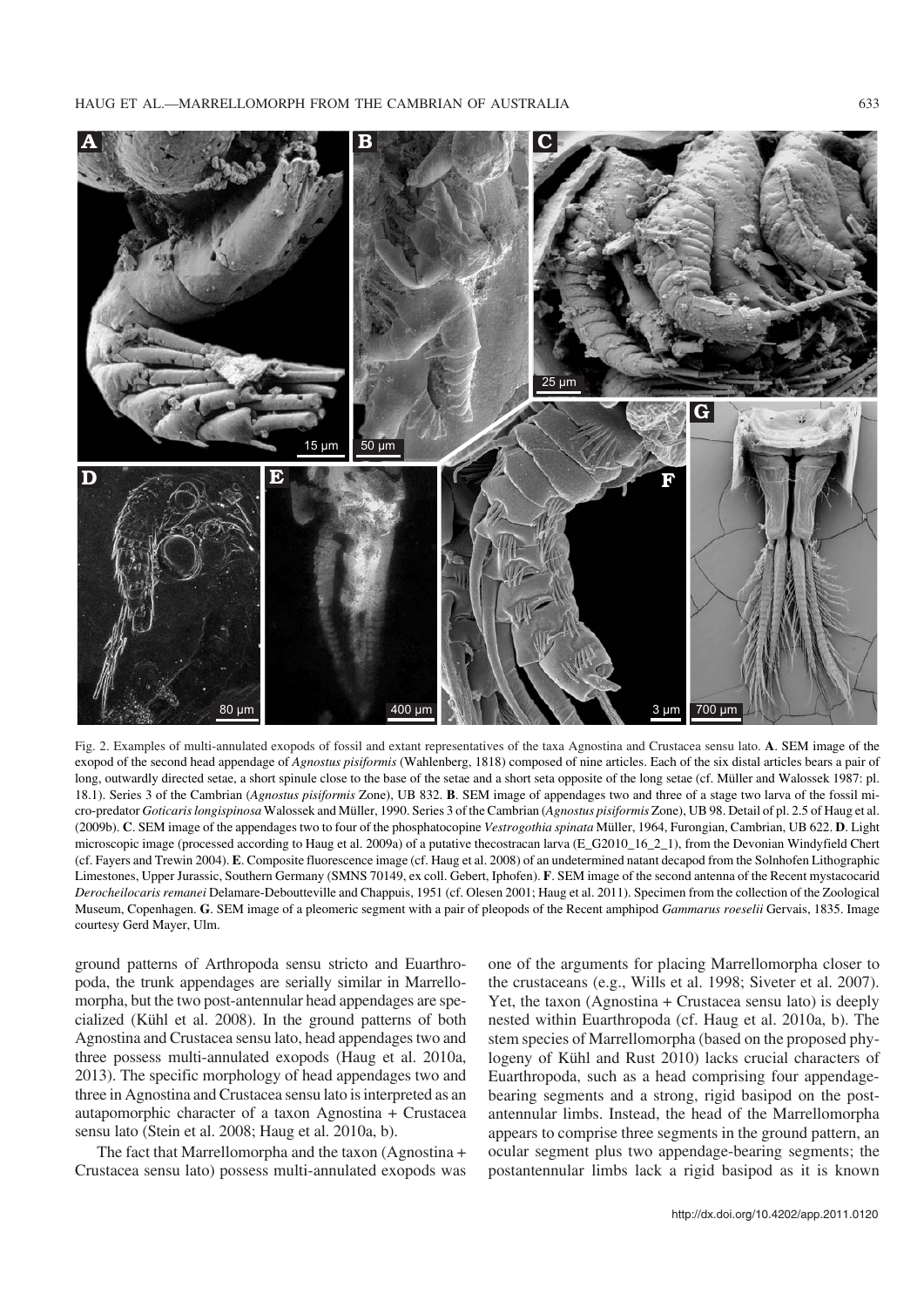Fig. 2. Examples of multi-annulated exopods of fossil and extant representatives of the taxa Agnostina and Crustacea sensu lato. **A**. SEM image of the exopod of the second head appendage of *Agnostus pisiformis* (Wahlenberg, 1818) composed of nine articles. Each of the six distal articles bears a pair of long, outwardly directed setae, a short spinule close to the base of the setae and a short seta opposite of the long setae (cf. Müller and Walossek 1987: pl. 18.1). Series 3 of the Cambrian (*Agnostus pisiformis* Zone), UB 832. **B**. SEM image of appendages two and three of a stage two larva of the fossil micro-predator *Goticaris longispinosa* Walossek and Müller, 1990. Series 3 of the Cambrian (*Agnostus pisiformis* Zone), UB 98. Detail of pl. 2.5 of Haug et al. (2009b). **C**. SEM image of the appendages two to four of the phosphatocopine *Vestrogothia spinata* Müller, 1964, Furongian, Cambrian, UB 622. **D**. Light microscopic image (processed according to Haug et al. 2009a) of a putative thecostracan larva (E_G2010_16_2_1), from the Devonian Windyfield Chert (cf. Fayers and Trewin 2004). **E**. Composite fluorescence image (cf. Haug et al. 2008) of an undetermined natant decapod from the Solnhofen Lithographic Limestones, Upper Jurassic, Southern Germany (SMNS 70149, ex coll. Gebert, Iphofen). **F**. SEM image of the second antenna of the Recent mystacocarid *Derocheilocaris remanei* Delamare-Deboutteville and Chappuis, 1951 (cf. Olesen 2001; Haug et al. 2011). Specimen from the collection of the Zoological Museum, Copenhagen. **G**. SEM image of a pleomeric segment with a pair of pleopods of the Recent amphipod *Gammarus roeselii* Gervais, 1835. Image courtesy Gerd Mayer, Ulm.

ground patterns of Arthropoda sensu stricto and Euarthropoda, the trunk appendages are serially similar in Marrellomorpha, but the two post-antennular head appendages are specialized (Kühl et al. 2008). In the ground patterns of both Agnostina and Crustacea sensu lato, head appendages two and three possess multi-annulated exopods (Haug et al. 2010a, 2013). The specific morphology of head appendages two and three in Agnostina and Crustacea sensu lato is interpreted as an autapomorphic character of a taxon Agnostina + Crustacea sensu lato (Stein et al. 2008; Haug et al. 2010a, b).

The fact that Marrellomorpha and the taxon (Agnostina + Crustacea sensu lato) possess multi-annulated exopods was one of the arguments for placing Marrellomorpha closer to the crustaceans (e.g., Wills et al. 1998; Siveter et al. 2007). Yet, the taxon (Agnostina + Crustacea sensu lato) is deeply nested within Euarthropoda (cf. Haug et al. 2010a, b). The stem species of Marrellomorpha (based on the proposed phylogeny of Kühl and Rust 2010) lacks crucial characters of Euarthropoda, such as a head comprising four appendage-bearing segments and a strong, rigid basipod on the post-antennular limbs. Instead, the head of the Marrellomorpha appears to comprise three segments in the ground pattern, an ocular segment plus two appendage-bearing segments; the postantennular limbs lack a rigid basipod as it is known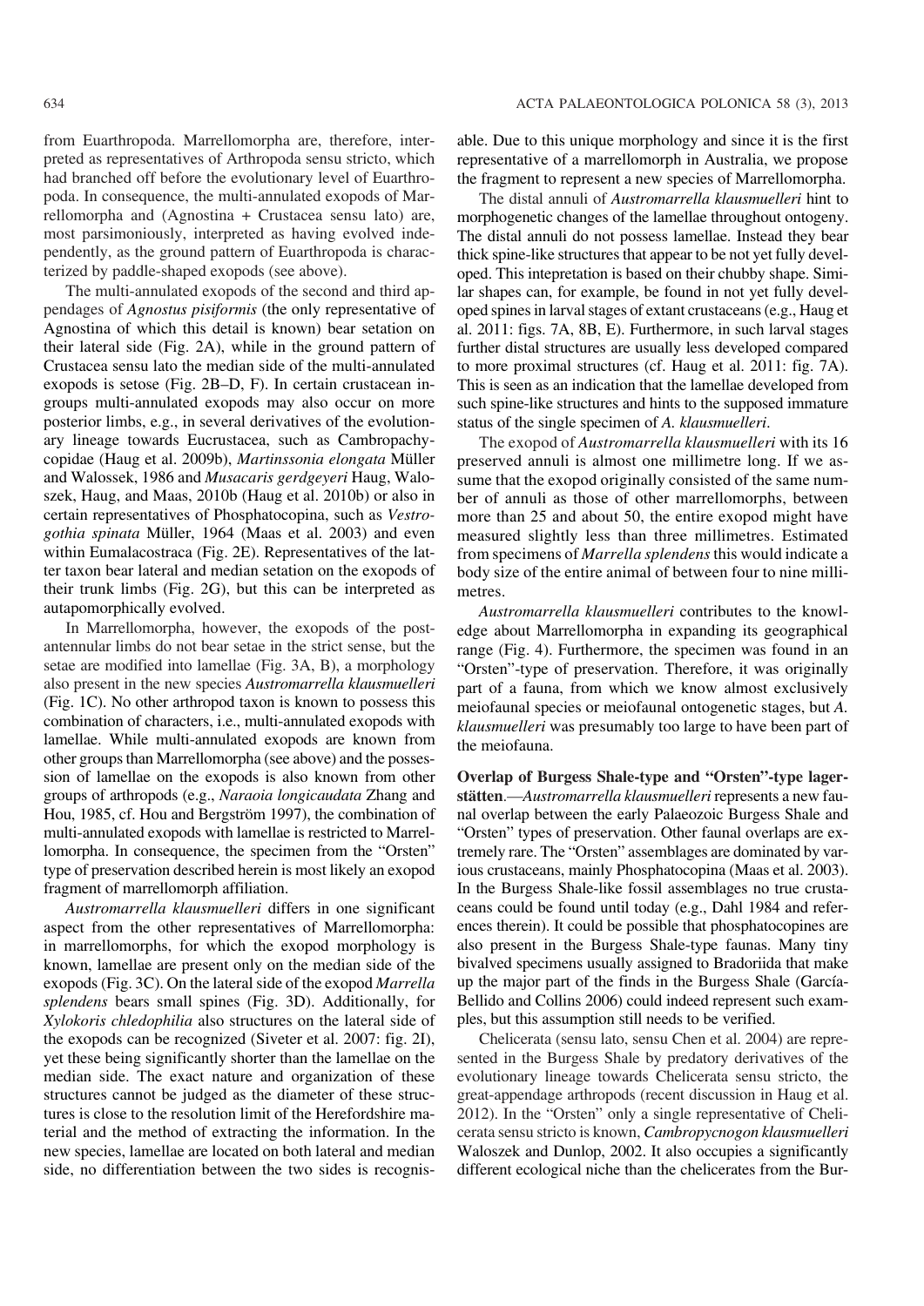from Euarthropoda. Marrellomorpha are, therefore, interpreted as representatives of Arthropoda sensu stricto, which had branched off before the evolutionary level of Euarthropoda. In consequence, the multi-annulated exopods of Marrellomorpha and (Agnostina + Crustacea sensu lato) are, most parsimoniously, interpreted as having evolved independently, as the ground pattern of Euarthropoda is characterized by paddle-shaped exopods (see above).

The multi-annulated exopods of the second and third appendages of *Agnostus pisiformis* (the only representative of Agnostina of which this detail is known) bear setation on their lateral side (Fig. 2A), while in the ground pattern of Crustacea sensu lato the median side of the multi-annulated exopods is setose (Fig. 2B–D, F). In certain crustacean ingroups multi-annulated exopods may also occur on more posterior limbs, e.g., in several derivatives of the evolutionary lineage towards Eucrustacea, such as Cambropachycopidae (Haug et al. 2009b), *Martinssonia elongata* Müller and Walossek, 1986 and *Musacaris gerdgeyeri* Haug, Waloszek, Haug, and Maas, 2010b (Haug et al. 2010b) or also in certain representatives of Phosphatocopina, such as *Vestrogothia spinata* Müller, 1964 (Maas et al. 2003) and even within Eumalacostraca (Fig. 2E). Representatives of the latter taxon bear lateral and median setation on the exopods of their trunk limbs (Fig. 2G), but this can be interpreted as autapomorphically evolved.

In Marrellomorpha, however, the exopods of the post-antennular limbs do not bear setae in the strict sense, but the setae are modified into lamellae (Fig. 3A, B), a morphology also present in the new species *Austromarrella klausmuelleri* (Fig. 1C). No other arthropod taxon is known to possess this combination of characters, i.e., multi-annulated exopods with lamellae. While multi-annulated exopods are known from other groups than Marrellomorpha (see above) and the possession of lamellae on the exopods is also known from other groups of arthropods (e.g., *Naraoia longicaudata* Zhang and Hou, 1985, cf. Hou and Bergström 1997), the combination of multi-annulated exopods with lamellae is restricted to Marrellomorpha. In consequence, the specimen from the "Orsten" type of preservation described herein is most likely an exopod fragment of marrellomorph affiliation.

*Austromarrella klausmuelleri* differs in one significant aspect from the other representatives of Marrellomorpha: in marrellomorphs, for which the exopod morphology is known, lamellae are present only on the median side of the exopods (Fig. 3C). On the lateral side of the exopod *Marrella splendens* bears small spines (Fig. 3D). Additionally, for *Xylokoris chledophilia* also structures on the lateral side of the exopods can be recognized (Siveter et al. 2007: fig. 2I), yet these being significantly shorter than the lamellae on the median side. The exact nature and organization of these structures cannot be judged as the diameter of these structures is close to the resolution limit of the Herefordshire material and the method of extracting the information. In the new species, lamellae are located on both lateral and median side, no differentiation between the two sides is recognisable. Due to this unique morphology and since it is the first representative of a marrellomorph in Australia, we propose the fragment to represent a new species of Marrellomorpha.

The distal annuli of *Austromarrella klausmuelleri* hint to morphogenetic changes of the lamellae throughout ontogeny. The distal annuli do not possess lamellae. Instead they bear thick spine-like structures that appear to be not yet fully developed. This intepretation is based on their chubby shape. Similar shapes can, for example, be found in not yet fully developed spines in larval stages of extant crustaceans (e.g., Haug et al. 2011: figs. 7A, 8B, E). Furthermore, in such larval stages further distal structures are usually less developed compared to more proximal structures (cf. Haug et al. 2011: fig. 7A). This is seen as an indication that the lamellae developed from such spine-like structures and hints to the supposed immature status of the single specimen of *A. klausmuelleri*.

The exopod of *Austromarrella klausmuelleri* with its 16 preserved annuli is almost one millimetre long. If we assume that the exopod originally consisted of the same number of annuli as those of other marrellomorphs, between more than 25 and about 50, the entire exopod might have measured slightly less than three millimetres. Estimated from specimens of *Marrella splendens* this would indicate a body size of the entire animal of between four to nine millimetres.

*Austromarrella klausmuelleri* contributes to the knowledge about Marrellomorpha in expanding its geographical range (Fig. 4). Furthermore, the specimen was found in an "Orsten"-type of preservation. Therefore, it was originally part of a fauna, from which we know almost exclusively meiofaunal species or meiofaunal ontogenetic stages, but *A. klausmuelleri* was presumably too large to have been part of the meiofauna.

**Overlap of Burgess Shale-type and "Orsten"-type lagerstätten**.—*Austromarrella klausmuelleri* represents a new faunal overlap between the early Palaeozoic Burgess Shale and "Orsten" types of preservation. Other faunal overlaps are extremely rare. The "Orsten" assemblages are dominated by various crustaceans, mainly Phosphatocopina (Maas et al. 2003). In the Burgess Shale-like fossil assemblages no true crustaceans could be found until today (e.g., Dahl 1984 and references therein). It could be possible that phosphatocopines are also present in the Burgess Shale-type faunas. Many tiny bivalved specimens usually assigned to Bradoriida that make up the major part of the finds in the Burgess Shale (García-Bellido and Collins 2006) could indeed represent such examples, but this assumption still needs to be verified.

Chelicerata (sensu lato, sensu Chen et al. 2004) are represented in the Burgess Shale by predatory derivatives of the evolutionary lineage towards Chelicerata sensu stricto, the great-appendage arthropods (recent discussion in Haug et al. 2012). In the "Orsten" only a single representative of Chelicerata sensu stricto is known, *Cambropycnogon klausmuelleri* Waloszek and Dunlop, 2002. It also occupies a significantly different ecological niche than the chelicerates from the Bur-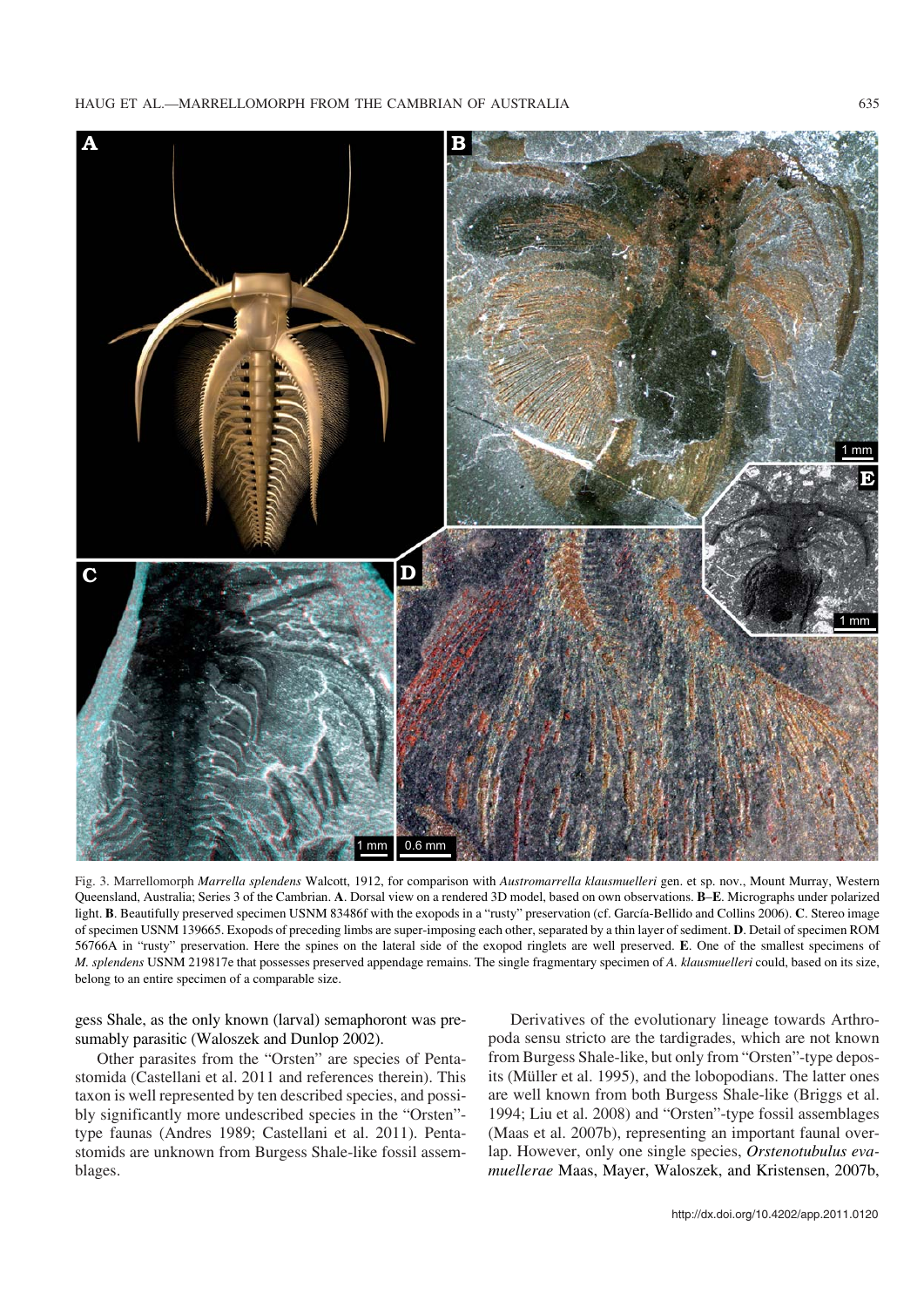Fig. 3. Marrellomorph *Marrella splendens* Walcott, 1912, for comparison with *Austromarrella klausmuelleri* gen. et sp. nov., Mount Murray, Western Queensland, Australia; Series 3 of the Cambrian. **A**. Dorsal view on a rendered 3D model, based on own observations. **B**–**E**. Micrographs under polarized light. **B**. Beautifully preserved specimen USNM 83486f with the exopods in a "rusty" preservation (cf. García-Bellido and Collins 2006). **C**. Stereo image of specimen USNM 139665. Exopods of preceding limbs are super-imposing each other, separated by a thin layer of sediment. **D**. Detail of specimen ROM 56766A in "rusty" preservation. Here the spines on the lateral side of the exopod ringlets are well preserved. **E**. One of the smallest specimens of *M. splendens* USNM 219817e that possesses preserved appendage remains. The single fragmentary specimen of *A. klausmuelleri* could, based on its size, belong to an entire specimen of a comparable size.

gess Shale, as the only known (larval) semaphoront was presumably parasitic (Waloszek and Dunlop 2002).

Other parasites from the "Orsten" are species of Pentastomida (Castellani et al. 2011 and references therein). This taxon is well represented by ten described species, and possibly significantly more undescribed species in the "Orsten"-type faunas (Andres 1989; Castellani et al. 2011). Pentastomids are unknown from Burgess Shale-like fossil assemblages.

Derivatives of the evolutionary lineage towards Arthropoda sensu stricto are the tardigrades, which are not known from Burgess Shale-like, but only from "Orsten"-type deposits (Müller et al. 1995), and the lobopodians. The latter ones are well known from both Burgess Shale-like (Briggs et al. 1994; Liu et al. 2008) and "Orsten"-type fossil assemblages (Maas et al. 2007b), representing an important faunal overlap. However, only one single species, *Orstenotubulus evamuellerae* Maas, Mayer, Waloszek, and Kristensen, 2007b,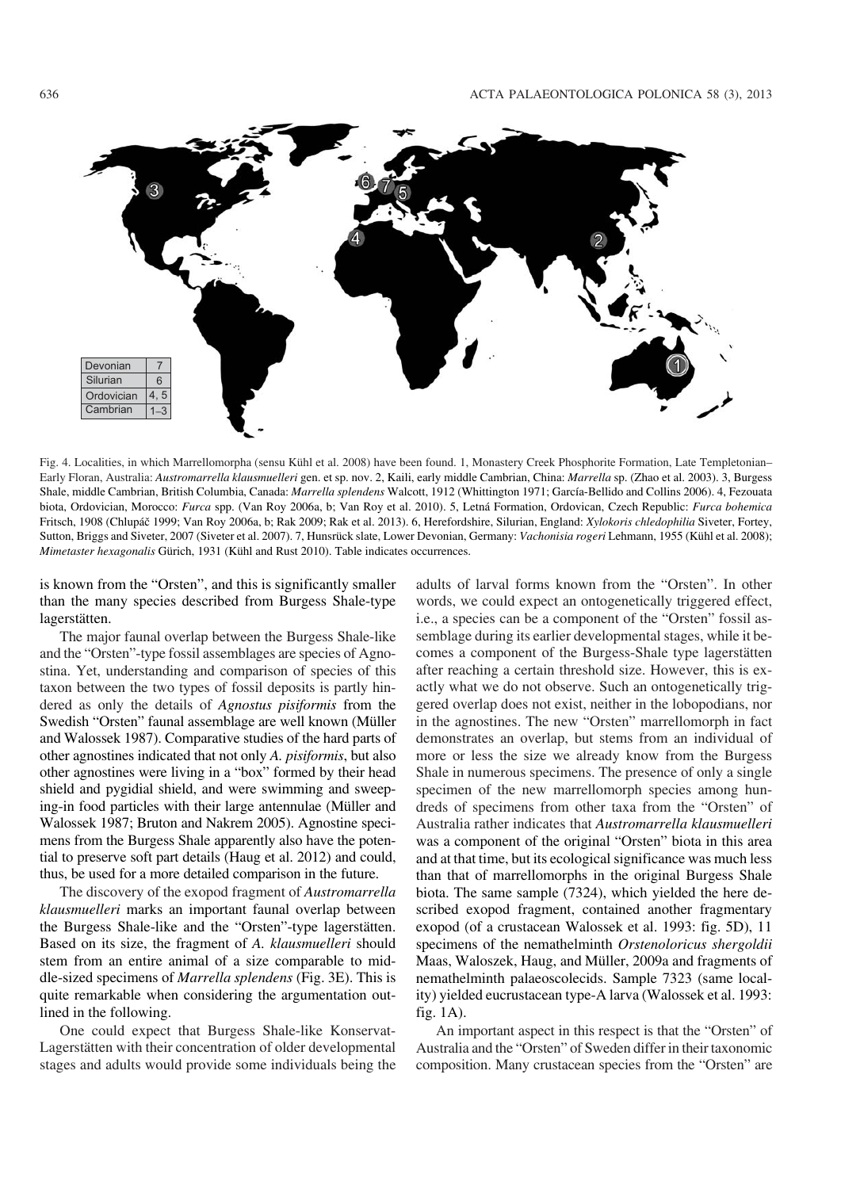| Devonian | 7 |
| --- | --- |
| Silurian | 6 |
| Ordovician | 4, 5 |
| Cambrian | 1–3 |

Fig. 4. Localities, in which Marrellomorpha (sensu Kühl et al. 2008) have been found. 1, Monastery Creek Phosphorite Formation, Late Templetonian–Early Floran, Australia: *Austromarrella klausmuelleri* gen. et sp. nov. 2, Kaili, early middle Cambrian, China: *Marrella* sp. (Zhao et al. 2003). 3, Burgess Shale, middle Cambrian, British Columbia, Canada: *Marrella splendens* Walcott, 1912 (Whittington 1971; García-Bellido and Collins 2006). 4, Fezouata biota, Ordovician, Morocco: *Furca* spp. (Van Roy 2006a, b; Van Roy et al. 2010). 5, Letná Formation, Ordovican, Czech Republic: *Furca bohemica* Fritsch, 1908 (Chlupáč 1999; Van Roy 2006a, b; Rak 2009; Rak et al. 2013). 6, Herefordshire, Silurian, England: *Xylokoris chledophilia* Siveter, Fortey, Sutton, Briggs and Siveter, 2007 (Siveter et al. 2007). 7, Hunsrück slate, Lower Devonian, Germany: *Vachonisia rogeri* Lehmann, 1955 (Kühl et al. 2008); *Mimetaster hexagonalis* Gürich, 1931 (Kühl and Rust 2010). Table indicates occurrences.

is known from the "Orsten", and this is significantly smaller than the many species described from Burgess Shale-type lagerstätten.

The major faunal overlap between the Burgess Shale-like and the "Orsten"-type fossil assemblages are species of Agnostina. Yet, understanding and comparison of species of this taxon between the two types of fossil deposits is partly hindered as only the details of *Agnostus pisiformis* from the Swedish "Orsten" faunal assemblage are well known (Müller and Walossek 1987). Comparative studies of the hard parts of other agnostines indicated that not only *A. pisiformis*, but also other agnostines were living in a "box" formed by their head shield and pygidial shield, and were swimming and sweeping-in food particles with their large antennulae (Müller and Walossek 1987; Bruton and Nakrem 2005). Agnostine specimens from the Burgess Shale apparently also have the potential to preserve soft part details (Haug et al. 2012) and could, thus, be used for a more detailed comparison in the future.

The discovery of the exopod fragment of *Austromarrella klausmuelleri* marks an important faunal overlap between the Burgess Shale-like and the "Orsten"-type lagerstätten. Based on its size, the fragment of *A. klausmuelleri* should stem from an entire animal of a size comparable to middle-sized specimens of *Marrella splendens* (Fig. 3E). This is quite remarkable when considering the argumentation outlined in the following.

One could expect that Burgess Shale-like Konservat-Lagerstätten with their concentration of older developmental stages and adults would provide some individuals being the adults of larval forms known from the "Orsten". In other words, we could expect an ontogenetically triggered effect, i.e., a species can be a component of the "Orsten" fossil assemblage during its earlier developmental stages, while it becomes a component of the Burgess-Shale type lagerstätten after reaching a certain threshold size. However, this is exactly what we do not observe. Such an ontogenetically triggered overlap does not exist, neither in the lobopodians, nor in the agnostines. The new "Orsten" marrellomorph in fact demonstrates an overlap, but stems from an individual of more or less the size we already know from the Burgess Shale in numerous specimens. The presence of only a single specimen of the new marrellomorph species among hundreds of specimens from other taxa from the "Orsten" of Australia rather indicates that *Austromarrella klausmuelleri* was a component of the original "Orsten" biota in this area and at that time, but its ecological significance was much less than that of marrellomorphs in the original Burgess Shale biota. The same sample (7324), which yielded the here described exopod fragment, contained another fragmentary exopod (of a crustacean Walossek et al. 1993: fig. 5D), 11 specimens of the nemathelminth *Orstenoloricus shergoldii* Maas, Waloszek, Haug, and Müller, 2009a and fragments of nemathelminth palaeoscolecids. Sample 7323 (same locality) yielded eucrustacean type-A larva (Walossek et al. 1993: fig. 1A).

An important aspect in this respect is that the "Orsten" of Australia and the "Orsten" of Sweden differ in their taxonomic composition. Many crustacean species from the "Orsten" are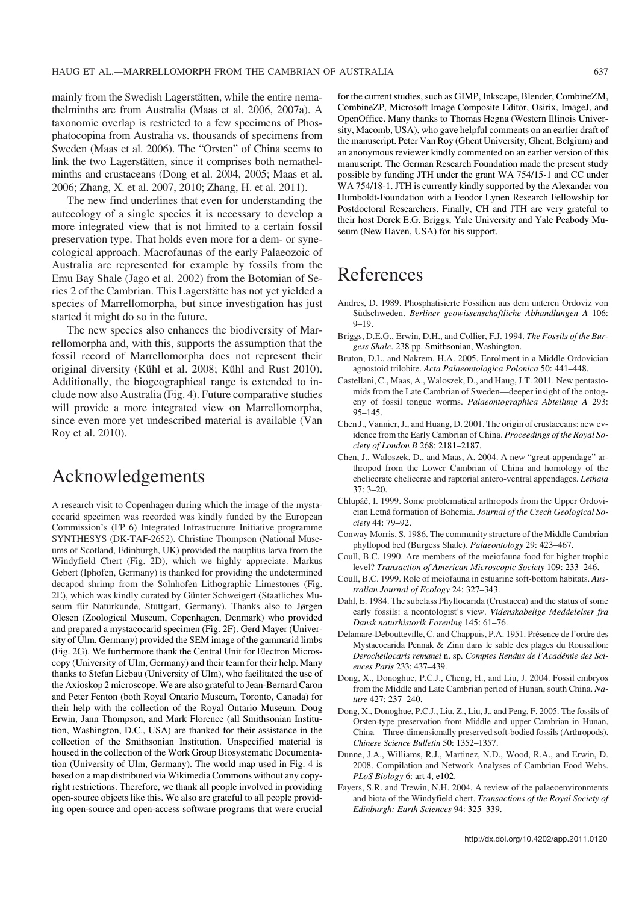mainly from the Swedish Lagerstätten, while the entire nemathelminths are from Australia (Maas et al. 2006, 2007a). A taxonomic overlap is restricted to a few specimens of Phosphatocopina from Australia vs. thousands of specimens from Sweden (Maas et al. 2006). The "Orsten" of China seems to link the two Lagerstätten, since it comprises both nemathelminths and crustaceans (Dong et al. 2004, 2005; Maas et al. 2006; Zhang, X. et al. 2007, 2010; Zhang, H. et al. 2011).

The new find underlines that even for understanding the autecology of a single species it is necessary to develop a more integrated view that is not limited to a certain fossil preservation type. That holds even more for a dem- or synecological approach. Macrofaunas of the early Palaeozoic of Australia are represented for example by fossils from the Emu Bay Shale (Jago et al. 2002) from the Botomian of Series 2 of the Cambrian. This Lagerstätte has not yet yielded a species of Marrellomorpha, but since investigation has just started it might do so in the future.

The new species also enhances the biodiversity of Marrellomorpha and, with this, supports the assumption that the fossil record of Marrellomorpha does not represent their original diversity (Kühl et al. 2008; Kühl and Rust 2010). Additionally, the biogeographical range is extended to include now also Australia (Fig. 4). Future comparative studies will provide a more integrated view on Marrellomorpha, since even more yet undescribed material is available (Van Roy et al. 2010).

# Acknowledgements

A research visit to Copenhagen during which the image of the mystacocarid specimen was recorded was kindly funded by the European Commission's (FP 6) Integrated Infrastructure Initiative programme SYNTHESYS (DK-TAF-2652). Christine Thompson (National Museums of Scotland, Edinburgh, UK) provided the nauplius larva from the Windyfield Chert (Fig. 2D), which we highly appreciate. Markus Gebert (Iphofen, Germany) is thanked for providing the undetermined decapod shrimp from the Solnhofen Lithographic Limestones (Fig. 2E), which was kindly curated by Günter Schweigert (Staatliches Museum für Naturkunde, Stuttgart, Germany). Thanks also to Jørgen Olesen (Zoological Museum, Copenhagen, Denmark) who provided and prepared a mystacocarid specimen (Fig. 2F). Gerd Mayer (University of Ulm, Germany) provided the SEM image of the gammarid limbs (Fig. 2G). We furthermore thank the Central Unit for Electron Microscopy (University of Ulm, Germany) and their team for their help. Many thanks to Stefan Liebau (University of Ulm), who facilitated the use of the Axioskop 2 microscope. We are also grateful to Jean-Bernard Caron and Peter Fenton (both Royal Ontario Museum, Toronto, Canada) for their help with the collection of the Royal Ontario Museum. Doug Erwin, Jann Thompson, and Mark Florence (all Smithsonian Institution, Washington, D.C., USA) are thanked for their assistance in the collection of the Smithsonian Institution. Unspecified material is housed in the collection of the Work Group Biosystematic Documentation (University of Ulm, Germany). The world map used in Fig. 4 is based on a map distributed via Wikimedia Commons without any copyright restrictions. Therefore, we thank all people involved in providing open-source objects like this. We also are grateful to all people providing open-source and open-access software programs that were crucial for the current studies, such as GIMP, Inkscape, Blender, CombineZM, CombineZP, Microsoft Image Composite Editor, Osirix, ImageJ, and OpenOffice. Many thanks to Thomas Hegna (Western Illinois University, Macomb, USA), who gave helpful comments on an earlier draft of the manuscript. Peter Van Roy (Ghent University, Ghent, Belgium) and an anonymous reviewer kindly commented on an earlier version of this manuscript. The German Research Foundation made the present study possible by funding JTH under the grant WA 754/15-1 and CC under WA 754/18-1. JTH is currently kindly supported by the Alexander von Humboldt-Foundation with a Feodor Lynen Research Fellowship for Postdoctoral Researchers. Finally, CH and JTH are very grateful to their host Derek E.G. Briggs, Yale University and Yale Peabody Museum (New Haven, USA) for his support.

# References

Andres, D. 1989. Phosphatisierte Fossilien aus dem unteren Ordoviz von Südschweden. *Berliner geowissenschaftliche Abhandlungen A* 106: 9–19.

Briggs, D.E.G., Erwin, D.H., and Collier, F.J. 1994. *The Fossils of the Burgess Shale*. 238 pp. Smithsonian, Washington.

Bruton, D.L. and Nakrem, H.A. 2005. Enrolment in a Middle Ordovician agnostoid trilobite. *Acta Palaeontologica Polonica* 50: 441–448.

Castellani, C., Maas, A., Waloszek, D., and Haug, J.T. 2011. New pentastomids from the Late Cambrian of Sweden—deeper insight of the ontogeny of fossil tongue worms. *Palaeontographica Abteilung A* 293: 95–145.

Chen J., Vannier, J., and Huang, D. 2001. The origin of crustaceans: new evidence from the Early Cambrian of China. *Proceedings of the Royal Society of London B* 268: 2181–2187.

Chen, J., Waloszek, D., and Maas, A. 2004. A new "great-appendage" arthropod from the Lower Cambrian of China and homology of the chelicerate chelicerae and raptorial antero-ventral appendages. *Lethaia* 37: 3–20.

Chlupáč, I. 1999. Some problematical arthropods from the Upper Ordovician Letná formation of Bohemia. *Journal of the Czech Geological Society* 44: 79–92.

Conway Morris, S. 1986. The community structure of the Middle Cambrian phyllopod bed (Burgess Shale). *Palaeontology* 29: 423–467.

Coull, B.C. 1990. Are members of the meiofauna food for higher trophic level? *Transaction of American Microscopic Society* 109: 233–246.

Coull, B.C. 1999. Role of meiofauna in estuarine soft-bottom habitats. *Australian Journal of Ecology* 24: 327–343.

Dahl, E. 1984. The subclass Phyllocarida (Crustacea) and the status of some early fossils: a neontologist's view. *Videnskabelige Meddelelser fra Dansk naturhistorik Forening* 145: 61–76.

Delamare-Deboutteville, C. and Chappuis, P.A. 1951. Présence de l'ordre des Mystacocarida Pennak & Zinn dans le sable des plages du Roussillon: *Derocheilocaris remanei* n. sp. *Comptes Rendus de l'Académie des Sciences Paris* 233: 437–439.

Dong, X., Donoghue, P.C.J., Cheng, H., and Liu, J. 2004. Fossil embryos from the Middle and Late Cambrian period of Hunan, south China. *Nature* 427: 237–240.

Dong, X., Donoghue, P.C.J., Liu, Z., Liu, J., and Peng, F. 2005. The fossils of Orsten-type preservation from Middle and upper Cambrian in Hunan, China—Three-dimensionally preserved soft-bodied fossils (Arthropods). *Chinese Science Bulletin* 50: 1352–1357.

Dunne, J.A., Williams, R.J., Martinez, N.D., Wood, R.A., and Erwin, D. 2008. Compilation and Network Analyses of Cambrian Food Webs. *PLoS Biology* 6: art 4, e102.

Fayers, S.R. and Trewin, N.H. 2004. A review of the palaeoenvironments and biota of the Windyfield chert. *Transactions of the Royal Society of Edinburgh: Earth Sciences* 94: 325–339.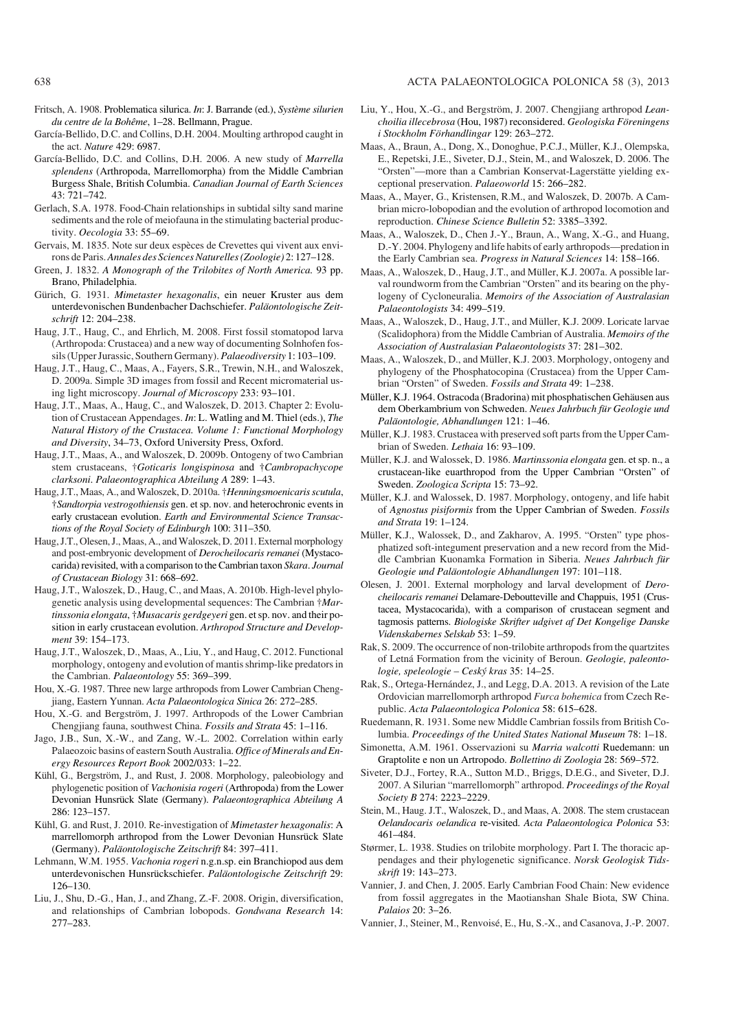Fritsch, A. 1908. Problematica silurica. *In*: J. Barrande (ed.), *Système silurien du centre de la Bohême*, 1–28. Bellmann, Prague.

García-Bellido, D.C. and Collins, D.H. 2004. Moulting arthropod caught in the act. *Nature* 429: 6987.

García-Bellido, D.C. and Collins, D.H. 2006. A new study of *Marrella splendens* (Arthropoda, Marrellomorpha) from the Middle Cambrian Burgess Shale, British Columbia. *Canadian Journal of Earth Sciences* 43: 721–742.

Gerlach, S.A. 1978. Food-Chain relationships in subtidal silty sand marine sediments and the role of meiofauna in the stimulating bacterial productivity. *Oecologia* 33: 55–69.

Gervais, M. 1835. Note sur deux espèces de Crevettes qui vivent aux environs de Paris. *Annales des Sciences Naturelles (Zoologie)* 2: 127–128.

Green, J. 1832. *A Monograph of the Trilobites of North America.* 93 pp. Brano, Philadelphia.

Gürich, G. 1931. *Mimetaster hexagonalis*, ein neuer Kruster aus dem unterdevonischen Bundenbacher Dachschiefer. *Paläontologische Zeitschrift* 12: 204–238.

Haug, J.T., Haug, C., and Ehrlich, M. 2008. First fossil stomatopod larva (Arthropoda: Crustacea) and a new way of documenting Solnhofen fossils (Upper Jurassic, Southern Germany). *Palaeodiversity* 1: 103–109.

Haug, J.T., Haug, C., Maas, A., Fayers, S.R., Trewin, N.H., and Waloszek, D. 2009a. Simple 3D images from fossil and Recent micromaterial using light microscopy. *Journal of Microscopy* 233: 93–101.

Haug, J.T., Maas, A., Haug, C., and Waloszek, D. 2013. Chapter 2: Evolution of Crustacean Appendages. *In*: L. Watling and M. Thiel (eds.), *The Natural History of the Crustacea. Volume 1: Functional Morphology and Diversity*, 34–73, Oxford University Press, Oxford.

Haug, J.T., Maas, A., and Waloszek, D. 2009b. Ontogeny of two Cambrian stem crustaceans, †*Goticaris longispinosa* and †*Cambropachycope clarksoni*. *Palaeontographica Abteilung A* 289: 1–43.

Haug, J.T., Maas, A., and Waloszek, D. 2010a. †*Henningsmoenicaris scutula*, †*Sandtorpia vestrogothiensis* gen. et sp. nov. and heterochronic events in early crustacean evolution. *Earth and Environmental Science Transactions of the Royal Society of Edinburgh* 100: 311–350.

Haug, J.T., Olesen, J., Maas, A., and Waloszek, D. 2011. External morphology and post-embryonic development of *Derocheilocaris remanei* (Mystacocarida) revisited, with a comparison to the Cambrian taxon *Skara*. *Journal of Crustacean Biology* 31: 668–692.

Haug, J.T., Waloszek, D., Haug, C., and Maas, A. 2010b. High-level phylogenetic analysis using developmental sequences: The Cambrian †*Martinssonia elongata*, †*Musacaris gerdgeyeri* gen. et sp. nov. and their position in early crustacean evolution. *Arthropod Structure and Development* 39: 154–173.

Haug, J.T., Waloszek, D., Maas, A., Liu, Y., and Haug, C. 2012. Functional morphology, ontogeny and evolution of mantis shrimp-like predators in the Cambrian. *Palaeontology* 55: 369–399.

Hou, X.-G. 1987. Three new large arthropods from Lower Cambrian Chengjiang, Eastern Yunnan. *Acta Palaeontologica Sinica* 26: 272–285.

Hou, X.-G. and Bergström, J. 1997. Arthropods of the Lower Cambrian Chengjiang fauna, southwest China. *Fossils and Strata* 45: 1–116.

Jago, J.B., Sun, X.-W., and Zang, W.-L. 2002. Correlation within early Palaeozoic basins of eastern South Australia. *Office of Minerals and Energy Resources Report Book* 2002/033: 1–22.

Kühl, G., Bergström, J., and Rust, J. 2008. Morphology, paleobiology and phylogenetic position of *Vachonisia rogeri* (Arthropoda) from the Lower Devonian Hunsrück Slate (Germany). *Palaeontographica Abteilung A* 286: 123–157.

Kühl, G. and Rust, J. 2010. Re-investigation of *Mimetaster hexagonalis*: A marrellomorph arthropod from the Lower Devonian Hunsrück Slate (Germany). *Paläontologische Zeitschrift* 84: 397–411.

Lehmann, W.M. 1955. *Vachonia rogeri* n.g.n.sp. ein Branchiopod aus dem unterdevonischen Hunsrückschiefer. *Paläontologische Zeitschrift* 29: 126–130.

Liu, J., Shu, D.-G., Han, J., and Zhang, Z.-F. 2008. Origin, diversification, and relationships of Cambrian lobopods. *Gondwana Research* 14: 277–283.

Liu, Y., Hou, X.-G., and Bergström, J. 2007. Chengjiang arthropod *Leanchoilia illecebrosa* (Hou, 1987) reconsidered. *Geologiska Föreningens i Stockholm Förhandlingar* 129: 263–272.

Maas, A., Braun, A., Dong, X., Donoghue, P.C.J., Müller, K.J., Olempska, E., Repetski, J.E., Siveter, D.J., Stein, M., and Waloszek, D. 2006. The "Orsten"—more than a Cambrian Konservat-Lagerstätte yielding exceptional preservation. *Palaeoworld* 15: 266–282.

Maas, A., Mayer, G., Kristensen, R.M., and Waloszek, D. 2007b. A Cambrian micro-lobopodian and the evolution of arthropod locomotion and reproduction. *Chinese Science Bulletin* 52: 3385–3392.

Maas, A., Waloszek, D., Chen J.-Y., Braun, A., Wang, X.-G., and Huang, D.-Y. 2004. Phylogeny and life habits of early arthropods—predation in the Early Cambrian sea. *Progress in Natural Sciences* 14: 158–166.

Maas, A., Waloszek, D., Haug, J.T., and Müller, K.J. 2007a. A possible larval roundworm from the Cambrian "Orsten" and its bearing on the phylogeny of Cycloneuralia. *Memoirs of the Association of Australasian Palaeontologists* 34: 499–519.

Maas, A., Waloszek, D., Haug, J.T., and Müller, K.J. 2009. Loricate larvae (Scalidophora) from the Middle Cambrian of Australia. *Memoirs of the Association of Australasian Palaeontologists* 37: 281–302.

Maas, A., Waloszek, D., and Müller, K.J. 2003. Morphology, ontogeny and phylogeny of the Phosphatocopina (Crustacea) from the Upper Cambrian "Orsten" of Sweden. *Fossils and Strata* 49: 1–238.

Müller, K.J. 1964. Ostracoda (Bradorina) mit phosphatischen Gehäusen aus dem Oberkambrium von Schweden. *Neues Jahrbuch für Geologie und Paläontologie, Abhandlungen* 121: 1–46.

Müller, K.J. 1983. Crustacea with preserved soft parts from the Upper Cambrian of Sweden. *Lethaia* 16: 93–109.

Müller, K.J. and Walossek, D. 1986. *Martinssonia elongata* gen. et sp. n., a crustacean-like euarthropod from the Upper Cambrian "Orsten" of Sweden. *Zoologica Scripta* 15: 73–92.

Müller, K.J. and Walossek, D. 1987. Morphology, ontogeny, and life habit of *Agnostus pisiformis* from the Upper Cambrian of Sweden. *Fossils and Strata* 19: 1–124.

Müller, K.J., Walossek, D., and Zakharov, A. 1995. "Orsten" type phosphatized soft-integument preservation and a new record from the Middle Cambrian Kuonamka Formation in Siberia. *Neues Jahrbuch für Geologie und Paläontologie Abhandlungen* 197: 101–118.

Olesen, J. 2001. External morphology and larval development of *Derocheilocaris remanei* Delamare-Deboutteville and Chappuis, 1951 (Crustacea, Mystacocarida), with a comparison of crustacean segment and tagmosis patterns. *Biologiske Skrifter udgivet af Det Kongelige Danske Videnskabernes Selskab* 53: 1–59.

Rak, S. 2009. The occurrence of non-trilobite arthropods from the quartzites of Letná Formation from the vicinity of Beroun. *Geologie, paleontologie, speleologie – Ceský kras* 35: 14–25.

Rak, S., Ortega-Hernández, J., and Legg, D.A. 2013. A revision of the Late Ordovician marrellomorph arthropod *Furca bohemica* from Czech Republic. *Acta Palaeontologica Polonica* 58: 615–628.

Ruedemann, R. 1931. Some new Middle Cambrian fossils from British Columbia. *Proceedings of the United States National Museum* 78: 1–18.

Simonetta, A.M. 1961. Osservazioni su *Marria walcotti* Ruedemann: un Graptolite e non un Artropodo. *Bollettino di Zoologia* 28: 569–572.

Siveter, D.J., Fortey, R.A., Sutton M.D., Briggs, D.E.G., and Siveter, D.J. 2007. A Silurian "marrellomorph" arthropod. *Proceedings of the Royal Society B* 274: 2223–2229.

Stein, M., Haug. J.T., Waloszek, D., and Maas, A. 2008. The stem crustacean *Oelandocaris oelandica* re-visited. *Acta Palaeontologica Polonica* 53: 461–484.

Størmer, L. 1938. Studies on trilobite morphology. Part I. The thoracic appendages and their phylogenetic significance. *Norsk Geologisk Tidsskrift* 19: 143–273.

Vannier, J. and Chen, J. 2005. Early Cambrian Food Chain: New evidence from fossil aggregates in the Maotianshan Shale Biota, SW China. *Palaios* 20: 3–26.

Vannier, J., Steiner, M., Renvoisé, E., Hu, S.-X., and Casanova, J.-P. 2007.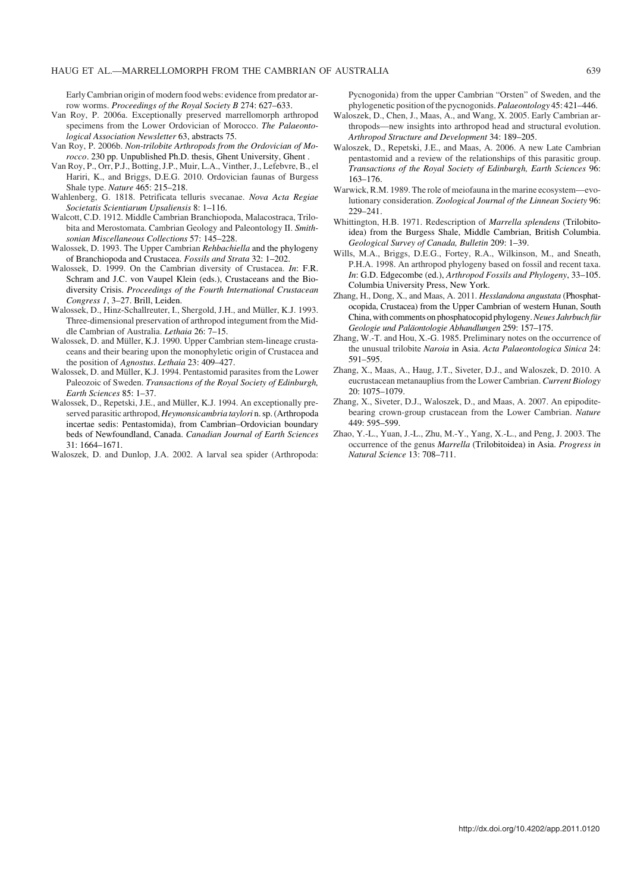Early Cambrian origin of modern food webs: evidence from predator arrow worms. *Proceedings of the Royal Society B* 274: 627–633.

Van Roy, P. 2006a. Exceptionally preserved marrellomorph arthropod specimens from the Lower Ordovician of Morocco. *The Palaeontological Association Newsletter* 63, abstracts 75.

Van Roy, P. 2006b. *Non-trilobite Arthropods from the Ordovician of Morocco*. 230 pp. Unpublished Ph.D. thesis, Ghent University, Ghent .

Van Roy, P., Orr, P.J., Botting, J.P., Muir, L.A., Vinther, J., Lefebvre, B., el Hariri, K., and Briggs, D.E.G. 2010. Ordovician faunas of Burgess Shale type. *Nature* 465: 215–218.

Wahlenberg, G. 1818. Petrificata telluris svecanae. *Nova Acta Regiae Societatis Scientiarum Upsaliensis* 8: 1–116.

Walcott, C.D. 1912. Middle Cambrian Branchiopoda, Malacostraca, Trilobita and Merostomata. Cambrian Geology and Paleontology II. *Smithsonian Miscellaneous Collections* 57: 145–228.

Walossek, D. 1993. The Upper Cambrian *Rehbachiella* and the phylogeny of Branchiopoda and Crustacea. *Fossils and Strata* 32: 1–202.

Walossek, D. 1999. On the Cambrian diversity of Crustacea. *In*: F.R. Schram and J.C. von Vaupel Klein (eds.), Crustaceans and the Biodiversity Crisis. *Proceedings of the Fourth International Crustacean Congress 1*, 3–27. Brill, Leiden.

Walossek, D., Hinz-Schallreuter, I., Shergold, J.H., and Müller, K.J. 1993. Three-dimensional preservation of arthropod integument from the Middle Cambrian of Australia. *Lethaia* 26: 7–15.

Walossek, D. and Müller, K.J. 1990. Upper Cambrian stem-lineage crustaceans and their bearing upon the monophyletic origin of Crustacea and the position of *Agnostus*. *Lethaia* 23: 409–427.

Walossek, D. and Müller, K.J. 1994. Pentastomid parasites from the Lower Paleozoic of Sweden. *Transactions of the Royal Society of Edinburgh, Earth Sciences* 85: 1–37.

Walossek, D., Repetski, J.E., and Müller, K.J. 1994. An exceptionally preserved parasitic arthropod, *Heymonsicambria taylori* n. sp. (Arthropoda incertae sedis: Pentastomida), from Cambrian–Ordovician boundary beds of Newfoundland, Canada. *Canadian Journal of Earth Sciences* 31: 1664–1671.

Waloszek, D. and Dunlop, J.A. 2002. A larval sea spider (Arthropoda: Pycnogonida) from the upper Cambrian "Orsten" of Sweden, and the phylogenetic position of the pycnogonids. *Palaeontology* 45: 421–446.

Waloszek, D., Chen, J., Maas, A., and Wang, X. 2005. Early Cambrian arthropods—new insights into arthropod head and structural evolution. *Arthropod Structure and Development* 34: 189–205.

Waloszek, D., Repetski, J.E., and Maas, A. 2006. A new Late Cambrian pentastomid and a review of the relationships of this parasitic group. *Transactions of the Royal Society of Edinburgh, Earth Sciences* 96: 163–176.

Warwick, R.M. 1989. The role of meiofauna in the marine ecosystem—evolutionary consideration. *Zoological Journal of the Linnean Society* 96: 229–241.

Whittington, H.B. 1971. Redescription of *Marrella splendens* (Trilobitoidea) from the Burgess Shale, Middle Cambrian, British Columbia. *Geological Survey of Canada, Bulletin* 209: 1–39.

Wills, M.A., Briggs, D.E.G., Fortey, R.A., Wilkinson, M., and Sneath, P.H.A. 1998. An arthropod phylogeny based on fossil and recent taxa. *In*: G.D. Edgecombe (ed.), *Arthropod Fossils and Phylogeny*, 33–105. Columbia University Press, New York.

Zhang, H., Dong, X., and Maas, A. 2011. *Hesslandona angustata* (Phosphatocopida, Crustacea) from the Upper Cambrian of western Hunan, South China, with comments on phosphatocopid phylogeny. *Neues Jahrbuch für Geologie und Paläontologie Abhandlungen* 259: 157–175.

Zhang, W.-T. and Hou, X.-G. 1985. Preliminary notes on the occurrence of the unusual trilobite *Naroia* in Asia. *Acta Palaeontologica Sinica* 24: 591–595.

Zhang, X., Maas, A., Haug, J.T., Siveter, D.J., and Waloszek, D. 2010. A eucrustacean metanauplius from the Lower Cambrian. *Current Biology* 20: 1075–1079.

Zhang, X., Siveter, D.J., Waloszek, D., and Maas, A. 2007. An epipodite-bearing crown-group crustacean from the Lower Cambrian. *Nature* 449: 595–599.

Zhao, Y.-L., Yuan, J.-L., Zhu, M.-Y., Yang, X.-L., and Peng, J. 2003. The occurrence of the genus *Marrella* (Trilobitoidea) in Asia. *Progress in Natural Science* 13: 708–711.